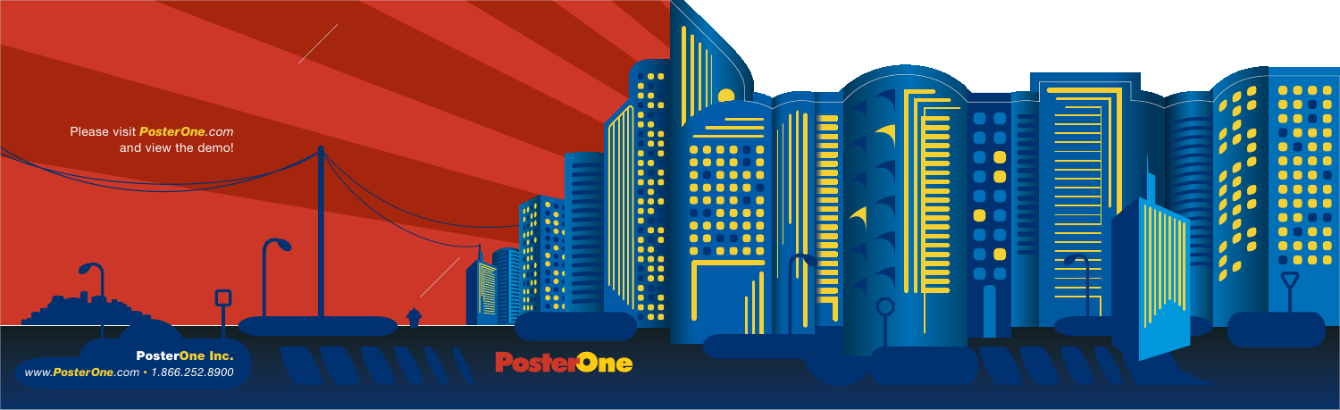Please visit ***PosterOne**.com*
and view the demo!

**PosterOne Inc.**
*www.**PosterOne**.com* • *1.866.252.8900*

**PosterOne**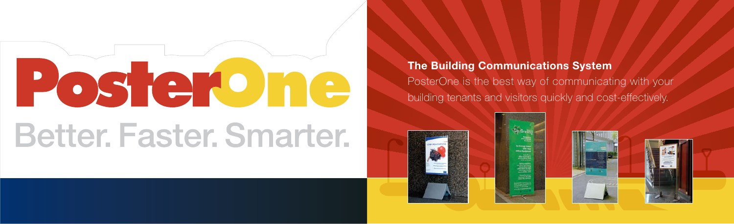# PosterOne

## Better. Faster. Smarter.

**The Building Communications System**

PosterOne is the best way of communicating with your building tenants and visitors quickly and cost-effectively.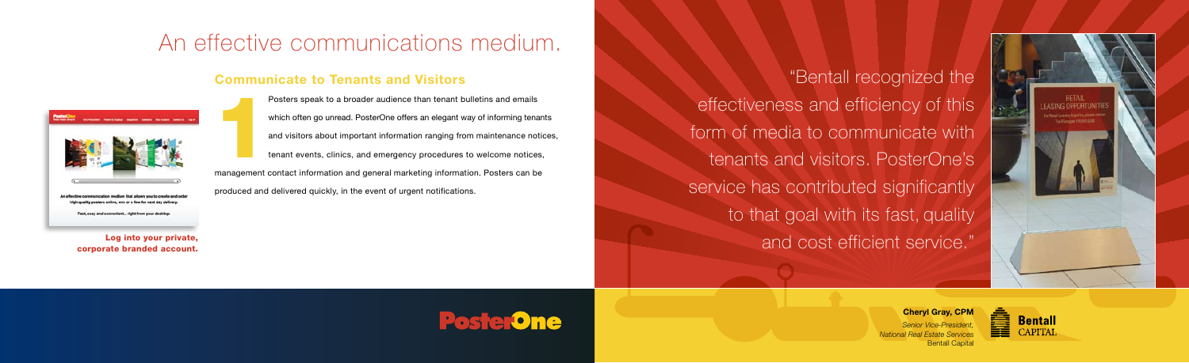# An effective communications medium.

## Communicate to Tenants and Visitors

1

Posters speak to a broader audience than tenant bulletins and emails which often go unread. PosterOne offers an elegant way of informing tenants and visitors about important information ranging from maintenance notices, tenant events, clinics, and emergency procedures to welcome notices, management contact information and general marketing information. Posters can be produced and delivered quickly, in the event of urgent notifications.

An effective communication medium that allows you to create and order high quality posters online, one or a few for next day delivery.

Fast, easy and convenient... right from your desktop.

**Log into your private, corporate branded account.**

"Bentall recognized the effectiveness and efficiency of this form of media to communicate with tenants and visitors. PosterOne's service has contributed significantly to that goal with its fast, quality and cost efficient service."

**Cheryl Gray, CPM**
*Senior Vice-President, National Real Estate Services*
Bentall Capital

PosterOne

Bentall CAPITAL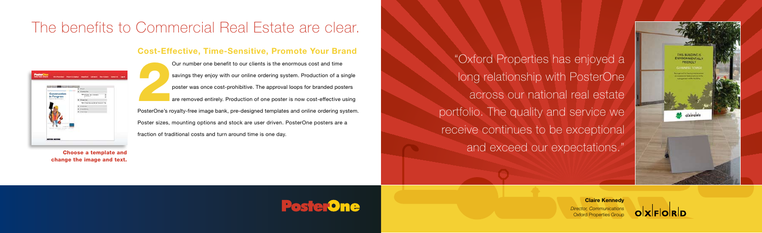# The benefits to Commercial Real Estate are clear.

## Cost-Effective, Time-Sensitive, Promote Your Brand

2

Our number one benefit to our clients is the enormous cost and time savings they enjoy with our online ordering system. Production of a single poster was once cost-prohibitive. The approval loops for branded posters are removed entirely. Production of one poster is now cost-effective using PosterOne's royalty-free image bank, pre-designed templates and online ordering system. Poster sizes, mounting options and stock are user driven. PosterOne posters are a fraction of traditional costs and turn around time is one day.

**Choose a template and change the image and text.**

"Oxford Properties has enjoyed a long relationship with PosterOne across our national real estate portfolio. The quality and service we receive continues to be exceptional and exceed our expectations."

**Claire Kennedy**
*Director, Communications*
Oxford Properties Group

PosterOne

OXFORD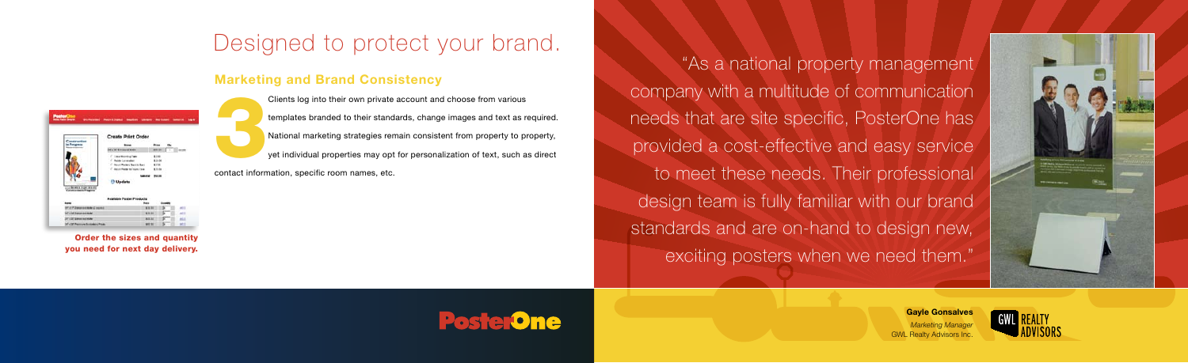# Designed to protect your brand.

## Marketing and Brand Consistency

**3** Clients log into their own private account and choose from various templates branded to their standards, change images and text as required. National marketing strategies remain consistent from property to property, yet individual properties may opt for personalization of text, such as direct contact information, specific room names, etc.

**Order the sizes and quantity you need for next day delivery.**

"As a national property management company with a multitude of communication needs that are site specific, PosterOne has provided a cost-effective and easy service to meet these needs. Their professional design team is fully familiar with our brand standards and are on-hand to design new, exciting posters when we need them."

**Gayle Gonsalves**
*Marketing Manager*
GWL Realty Advisors Inc.

PosterOne

GWL REALTY ADVISORS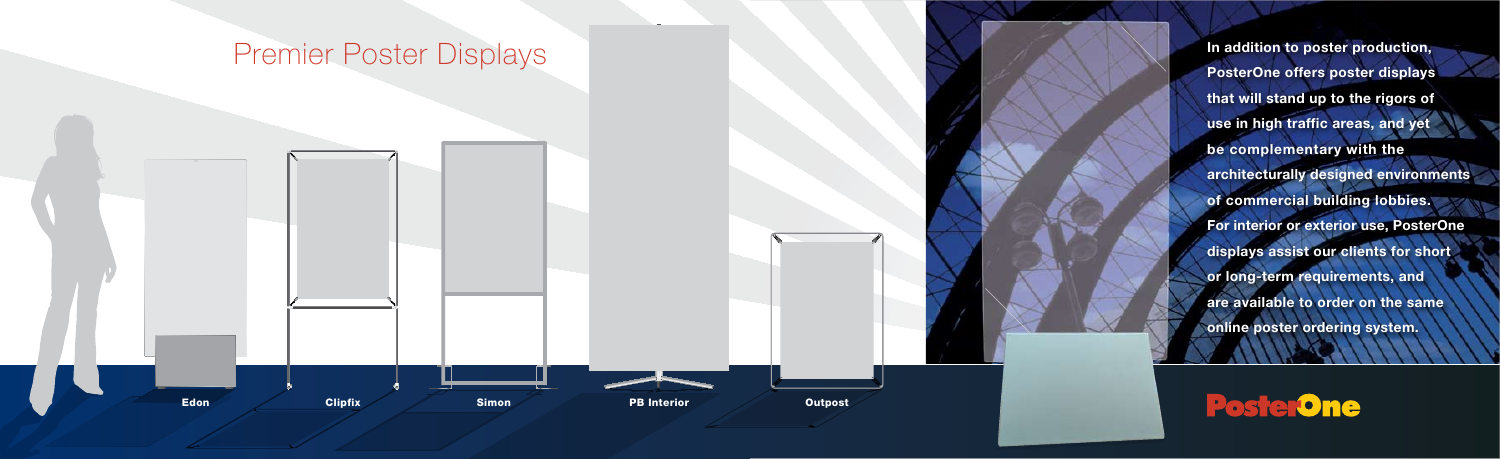# Premier Poster Displays

Edon

Clipfix

Simon

PB Interior

Outpost

**In addition to poster production, PosterOne offers poster displays that will stand up to the rigors of use in high traffic areas, and yet be complementary with the architecturally designed environments of commercial building lobbies. For interior or exterior use, PosterOne displays assist our clients for short or long-term requirements, and are available to order on the same online poster ordering system.**

PosterOne